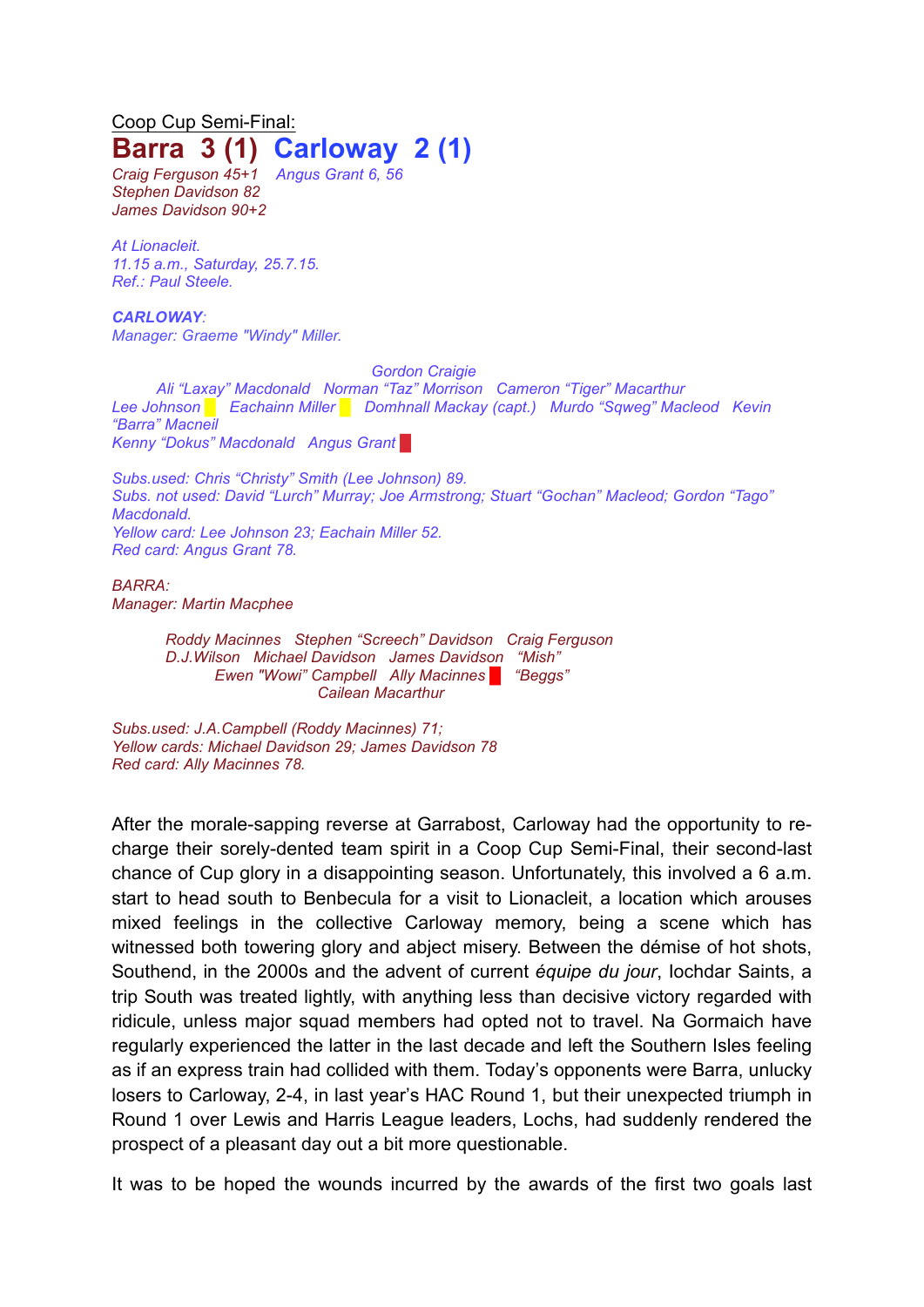Coop Cup Semi-Final:

# Barra 3 (1) Carloway 2 (1)

*Craig Ferguson 45+1* *Angus Grant 6, 56*
*Stephen Davidson 82*
*James Davidson 90+2*

*At Lionacleit.*
*11.15 a.m., Saturday, 25.7.15.*
*Ref.: Paul Steele.*

***CARLOWAY**:*
*Manager: Graeme "Windy" Miller.*

*Gordon Craigie*
*Ali "Laxay" Macdonald Norman "Taz" Morrison Cameron "Tiger" Macarthur*
*Lee Johnson Eachainn Miller Domhnall Mackay (capt.) Murdo "Sqweg" Macleod Kevin "Barra" Macneil*
*Kenny "Dokus" Macdonald Angus Grant*

*Subs.used: Chris "Christy" Smith (Lee Johnson) 89.*
*Subs. not used: David "Lurch" Murray; Joe Armstrong; Stuart "Gochan" Macleod; Gordon "Tago" Macdonald.*
*Yellow card: Lee Johnson 23; Eachain Miller 52.*
*Red card: Angus Grant 78.*

*BARRA:*
*Manager: Martin Macphee*

*Roddy Macinnes Stephen "Screech" Davidson Craig Ferguson*
*D.J.Wilson Michael Davidson James Davidson "Mish"*
*Ewen "Wowi" Campbell Ally Macinnes "Beggs"*
*Cailean Macarthur*

*Subs.used: J.A.Campbell (Roddy Macinnes) 71;*
*Yellow cards: Michael Davidson 29; James Davidson 78*
*Red card: Ally Macinnes 78.*

After the morale-sapping reverse at Garrabost, Carloway had the opportunity to re-charge their sorely-dented team spirit in a Coop Cup Semi-Final, their second-last chance of Cup glory in a disappointing season. Unfortunately, this involved a 6 a.m. start to head south to Benbecula for a visit to Lionacleit, a location which arouses mixed feelings in the collective Carloway memory, being a scene which has witnessed both towering glory and abject misery. Between the démise of hot shots, Southend, in the 2000s and the advent of current *équipe du jour*, Iochdar Saints, a trip South was treated lightly, with anything less than decisive victory regarded with ridicule, unless major squad members had opted not to travel. Na Gormaich have regularly experienced the latter in the last decade and left the Southern Isles feeling as if an express train had collided with them. Today's opponents were Barra, unlucky losers to Carloway, 2-4, in last year's HAC Round 1, but their unexpected triumph in Round 1 over Lewis and Harris League leaders, Lochs, had suddenly rendered the prospect of a pleasant day out a bit more questionable.

It was to be hoped the wounds incurred by the awards of the first two goals last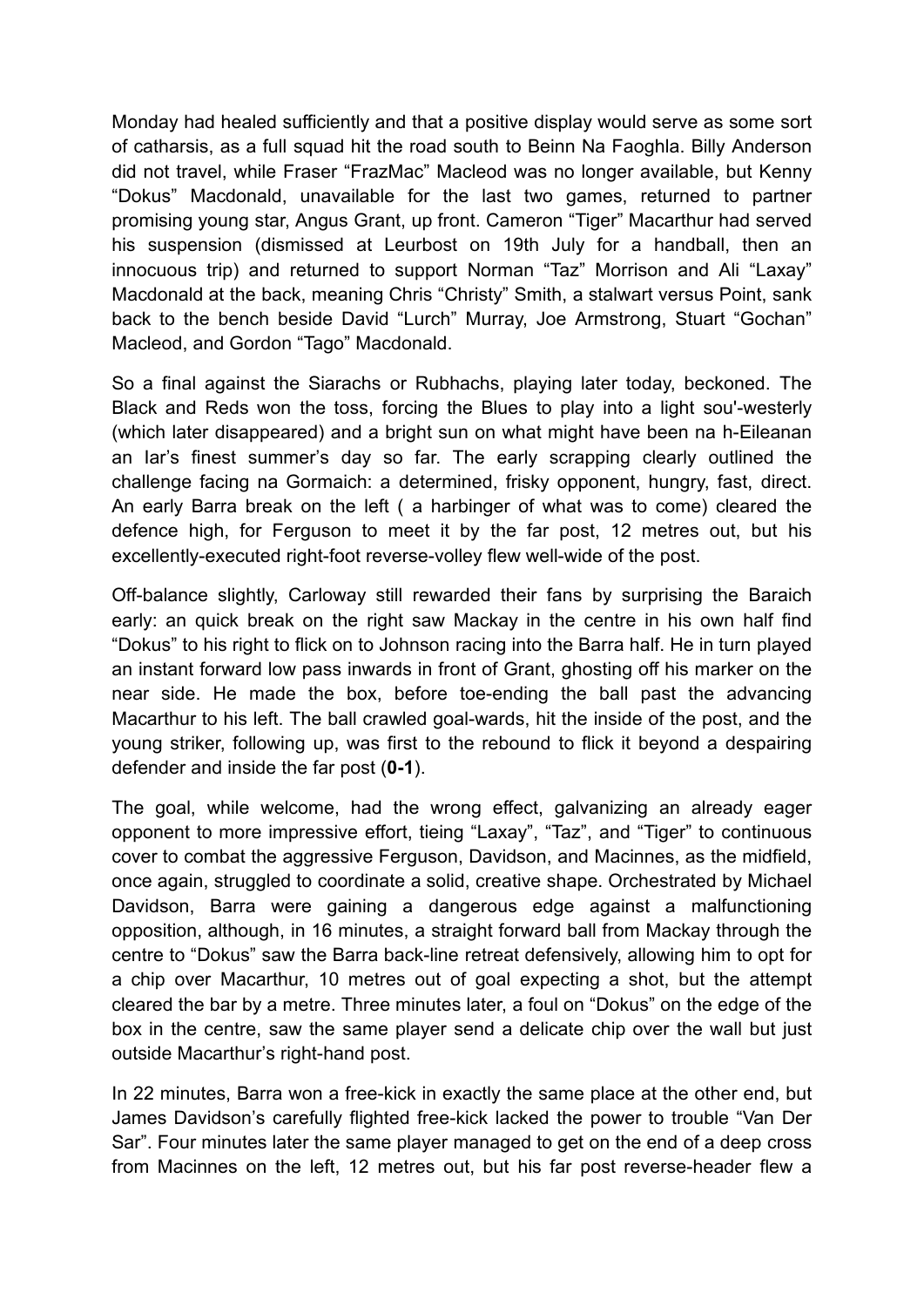Monday had healed sufficiently and that a positive display would serve as some sort of catharsis, as a full squad hit the road south to Beinn Na Faoghla. Billy Anderson did not travel, while Fraser "FrazMac" Macleod was no longer available, but Kenny "Dokus" Macdonald, unavailable for the last two games, returned to partner promising young star, Angus Grant, up front. Cameron "Tiger" Macarthur had served his suspension (dismissed at Leurbost on 19th July for a handball, then an innocuous trip) and returned to support Norman "Taz" Morrison and Ali "Laxay" Macdonald at the back, meaning Chris "Christy" Smith, a stalwart versus Point, sank back to the bench beside David "Lurch" Murray, Joe Armstrong, Stuart "Gochan" Macleod, and Gordon "Tago" Macdonald.

So a final against the Siarachs or Rubhachs, playing later today, beckoned. The Black and Reds won the toss, forcing the Blues to play into a light sou'-westerly (which later disappeared) and a bright sun on what might have been na h-Eileanan an Iar's finest summer's day so far. The early scrapping clearly outlined the challenge facing na Gormaich: a determined, frisky opponent, hungry, fast, direct. An early Barra break on the left ( a harbinger of what was to come) cleared the defence high, for Ferguson to meet it by the far post, 12 metres out, but his excellently-executed right-foot reverse-volley flew well-wide of the post.

Off-balance slightly, Carloway still rewarded their fans by surprising the Baraich early: an quick break on the right saw Mackay in the centre in his own half find "Dokus" to his right to flick on to Johnson racing into the Barra half. He in turn played an instant forward low pass inwards in front of Grant, ghosting off his marker on the near side. He made the box, before toe-ending the ball past the advancing Macarthur to his left. The ball crawled goal-wards, hit the inside of the post, and the young striker, following up, was first to the rebound to flick it beyond a despairing defender and inside the far post (**0-1**).

The goal, while welcome, had the wrong effect, galvanizing an already eager opponent to more impressive effort, tieing "Laxay", "Taz", and "Tiger" to continuous cover to combat the aggressive Ferguson, Davidson, and Macinnes, as the midfield, once again, struggled to coordinate a solid, creative shape. Orchestrated by Michael Davidson, Barra were gaining a dangerous edge against a malfunctioning opposition, although, in 16 minutes, a straight forward ball from Mackay through the centre to "Dokus" saw the Barra back-line retreat defensively, allowing him to opt for a chip over Macarthur, 10 metres out of goal expecting a shot, but the attempt cleared the bar by a metre. Three minutes later, a foul on "Dokus" on the edge of the box in the centre, saw the same player send a delicate chip over the wall but just outside Macarthur's right-hand post.

In 22 minutes, Barra won a free-kick in exactly the same place at the other end, but James Davidson's carefully flighted free-kick lacked the power to trouble "Van Der Sar". Four minutes later the same player managed to get on the end of a deep cross from Macinnes on the left, 12 metres out, but his far post reverse-header flew a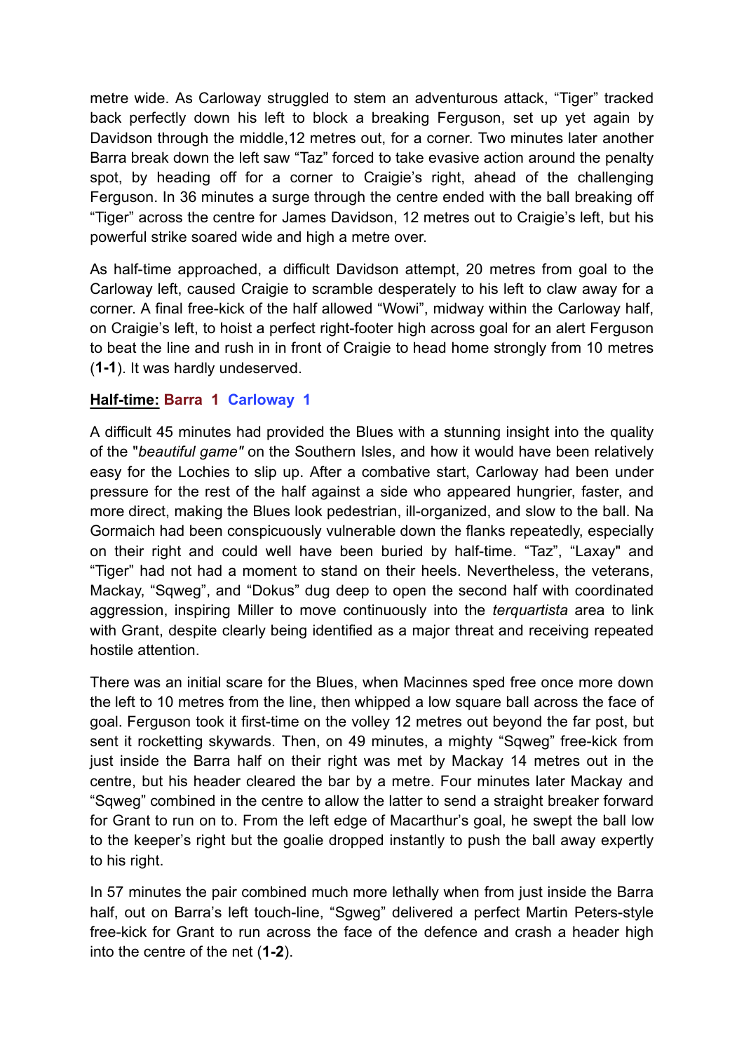metre wide. As Carloway struggled to stem an adventurous attack, "Tiger" tracked back perfectly down his left to block a breaking Ferguson, set up yet again by Davidson through the middle,12 metres out, for a corner. Two minutes later another Barra break down the left saw "Taz" forced to take evasive action around the penalty spot, by heading off for a corner to Craigie's right, ahead of the challenging Ferguson. In 36 minutes a surge through the centre ended with the ball breaking off "Tiger" across the centre for James Davidson, 12 metres out to Craigie's left, but his powerful strike soared wide and high a metre over.

As half-time approached, a difficult Davidson attempt, 20 metres from goal to the Carloway left, caused Craigie to scramble desperately to his left to claw away for a corner. A final free-kick of the half allowed "Wowi", midway within the Carloway half, on Craigie's left, to hoist a perfect right-footer high across goal for an alert Ferguson to beat the line and rush in in front of Craigie to head home strongly from 10 metres (**1-1**). It was hardly undeserved.

**Half-time: Barra 1 Carloway 1**

A difficult 45 minutes had provided the Blues with a stunning insight into the quality of the "*beautiful game"* on the Southern Isles, and how it would have been relatively easy for the Lochies to slip up. After a combative start, Carloway had been under pressure for the rest of the half against a side who appeared hungrier, faster, and more direct, making the Blues look pedestrian, ill-organized, and slow to the ball. Na Gormaich had been conspicuously vulnerable down the flanks repeatedly, especially on their right and could well have been buried by half-time. "Taz", "Laxay" and "Tiger" had not had a moment to stand on their heels. Nevertheless, the veterans, Mackay, "Sqweg", and "Dokus" dug deep to open the second half with coordinated aggression, inspiring Miller to move continuously into the *terquartista* area to link with Grant, despite clearly being identified as a major threat and receiving repeated hostile attention.

There was an initial scare for the Blues, when Macinnes sped free once more down the left to 10 metres from the line, then whipped a low square ball across the face of goal. Ferguson took it first-time on the volley 12 metres out beyond the far post, but sent it rocketting skywards. Then, on 49 minutes, a mighty "Sqweg" free-kick from just inside the Barra half on their right was met by Mackay 14 metres out in the centre, but his header cleared the bar by a metre. Four minutes later Mackay and "Sqweg" combined in the centre to allow the latter to send a straight breaker forward for Grant to run on to. From the left edge of Macarthur's goal, he swept the ball low to the keeper's right but the goalie dropped instantly to push the ball away expertly to his right.

In 57 minutes the pair combined much more lethally when from just inside the Barra half, out on Barra's left touch-line, "Sgweg" delivered a perfect Martin Peters-style free-kick for Grant to run across the face of the defence and crash a header high into the centre of the net (**1-2**).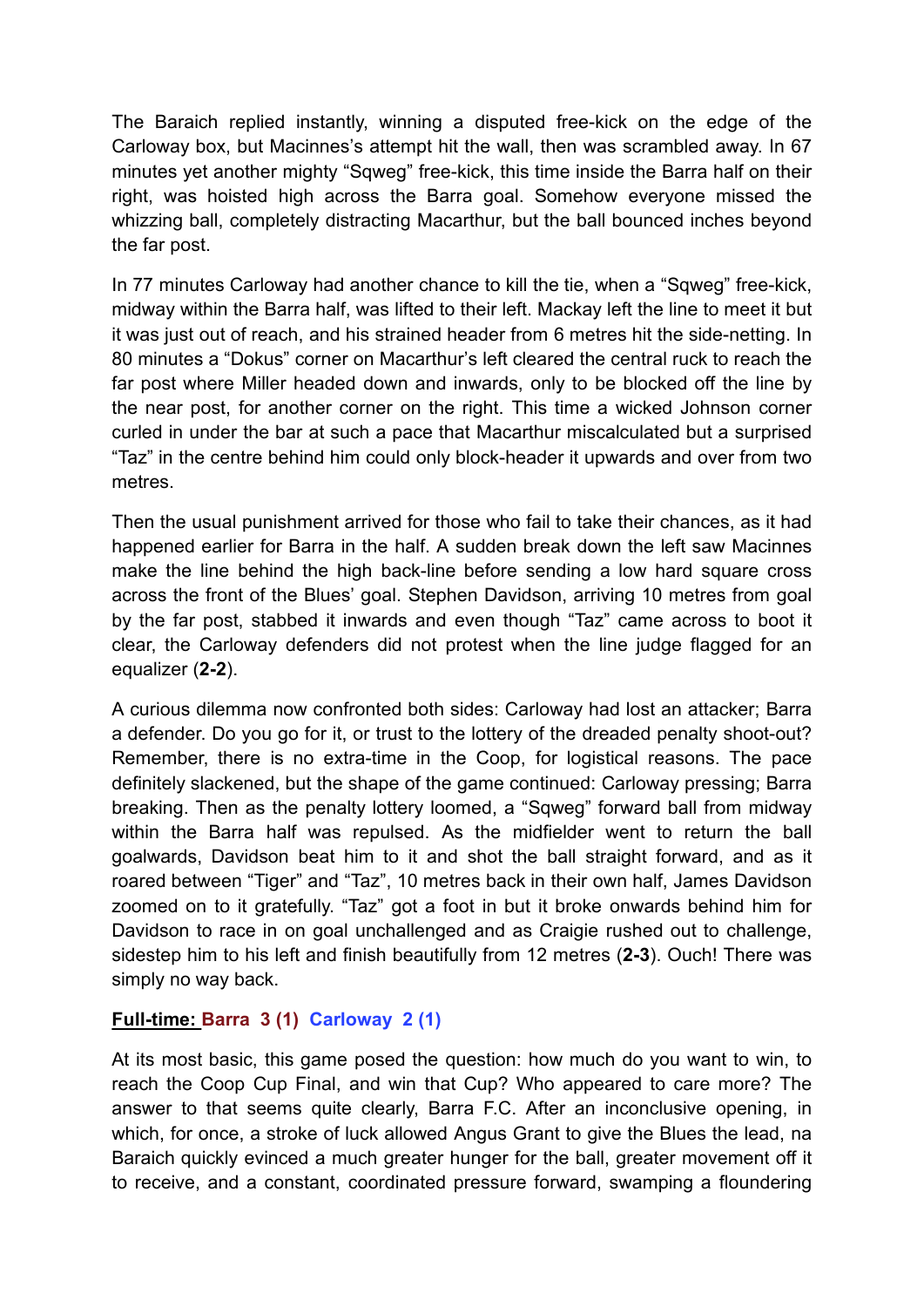The Baraich replied instantly, winning a disputed free-kick on the edge of the Carloway box, but Macinnes's attempt hit the wall, then was scrambled away. In 67 minutes yet another mighty "Sqweg" free-kick, this time inside the Barra half on their right, was hoisted high across the Barra goal. Somehow everyone missed the whizzing ball, completely distracting Macarthur, but the ball bounced inches beyond the far post.

In 77 minutes Carloway had another chance to kill the tie, when a "Sqweg" free-kick, midway within the Barra half, was lifted to their left. Mackay left the line to meet it but it was just out of reach, and his strained header from 6 metres hit the side-netting. In 80 minutes a "Dokus" corner on Macarthur's left cleared the central ruck to reach the far post where Miller headed down and inwards, only to be blocked off the line by the near post, for another corner on the right. This time a wicked Johnson corner curled in under the bar at such a pace that Macarthur miscalculated but a surprised "Taz" in the centre behind him could only block-header it upwards and over from two metres.

Then the usual punishment arrived for those who fail to take their chances, as it had happened earlier for Barra in the half. A sudden break down the left saw Macinnes make the line behind the high back-line before sending a low hard square cross across the front of the Blues' goal. Stephen Davidson, arriving 10 metres from goal by the far post, stabbed it inwards and even though "Taz" came across to boot it clear, the Carloway defenders did not protest when the line judge flagged for an equalizer (**2-2**).

A curious dilemma now confronted both sides: Carloway had lost an attacker; Barra a defender. Do you go for it, or trust to the lottery of the dreaded penalty shoot-out? Remember, there is no extra-time in the Coop, for logistical reasons. The pace definitely slackened, but the shape of the game continued: Carloway pressing; Barra breaking. Then as the penalty lottery loomed, a "Sqweg" forward ball from midway within the Barra half was repulsed. As the midfielder went to return the ball goalwards, Davidson beat him to it and shot the ball straight forward, and as it roared between "Tiger" and "Taz", 10 metres back in their own half, James Davidson zoomed on to it gratefully. "Taz" got a foot in but it broke onwards behind him for Davidson to race in on goal unchallenged and as Craigie rushed out to challenge, sidestep him to his left and finish beautifully from 12 metres (**2-3**). Ouch! There was simply no way back.

**Full-time: Barra 3 (1) Carloway 2 (1)**

At its most basic, this game posed the question: how much do you want to win, to reach the Coop Cup Final, and win that Cup? Who appeared to care more? The answer to that seems quite clearly, Barra F.C. After an inconclusive opening, in which, for once, a stroke of luck allowed Angus Grant to give the Blues the lead, na Baraich quickly evinced a much greater hunger for the ball, greater movement off it to receive, and a constant, coordinated pressure forward, swamping a floundering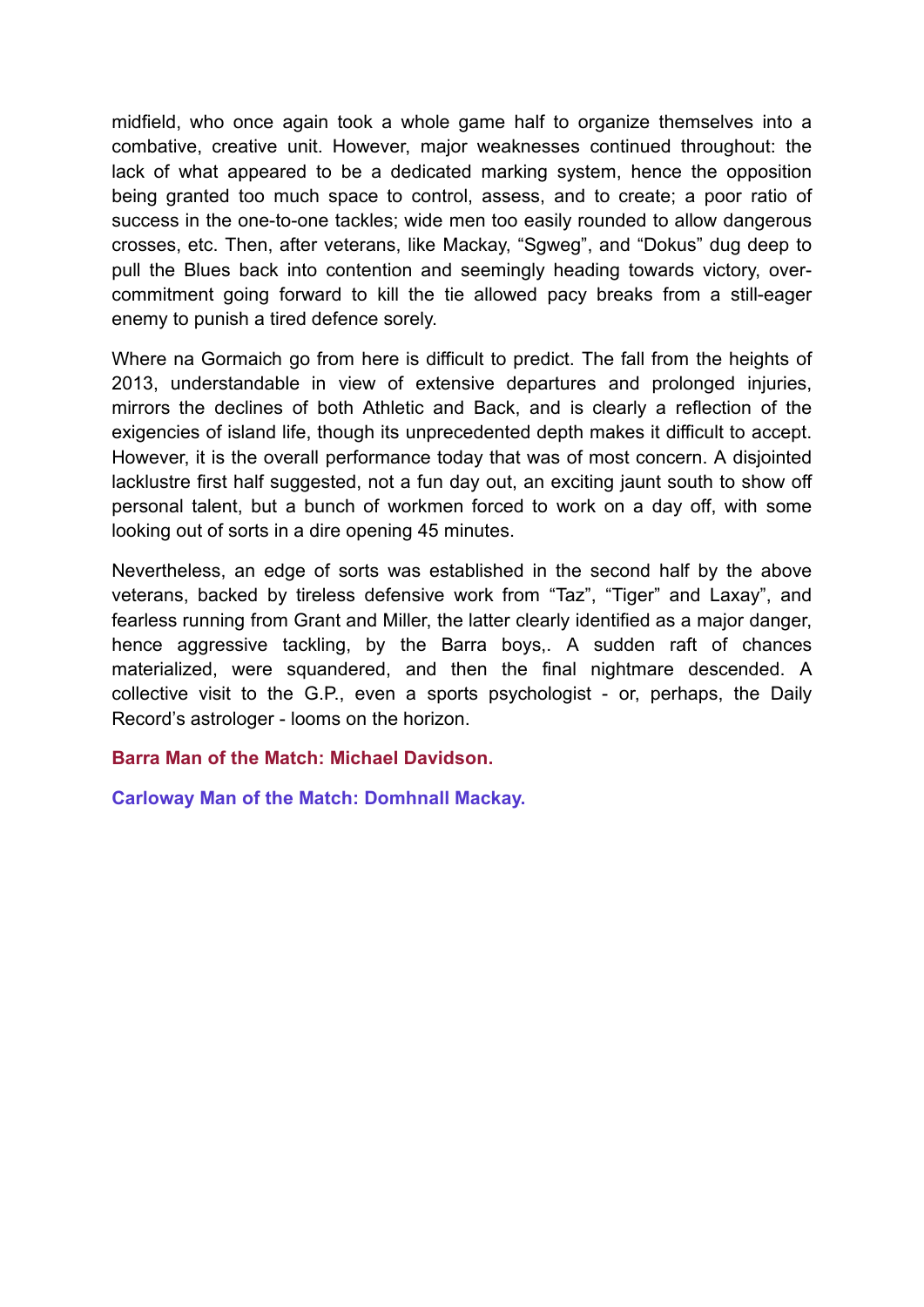midfield, who once again took a whole game half to organize themselves into a combative, creative unit. However, major weaknesses continued throughout: the lack of what appeared to be a dedicated marking system, hence the opposition being granted too much space to control, assess, and to create; a poor ratio of success in the one-to-one tackles; wide men too easily rounded to allow dangerous crosses, etc. Then, after veterans, like Mackay, "Sgweg", and "Dokus" dug deep to pull the Blues back into contention and seemingly heading towards victory, over-commitment going forward to kill the tie allowed pacy breaks from a still-eager enemy to punish a tired defence sorely.

Where na Gormaich go from here is difficult to predict. The fall from the heights of 2013, understandable in view of extensive departures and prolonged injuries, mirrors the declines of both Athletic and Back, and is clearly a reflection of the exigencies of island life, though its unprecedented depth makes it difficult to accept. However, it is the overall performance today that was of most concern. A disjointed lacklustre first half suggested, not a fun day out, an exciting jaunt south to show off personal talent, but a bunch of workmen forced to work on a day off, with some looking out of sorts in a dire opening 45 minutes.

Nevertheless, an edge of sorts was established in the second half by the above veterans, backed by tireless defensive work from "Taz", "Tiger" and Laxay", and fearless running from Grant and Miller, the latter clearly identified as a major danger, hence aggressive tackling, by the Barra boys,. A sudden raft of chances materialized, were squandered, and then the final nightmare descended. A collective visit to the G.P., even a sports psychologist - or, perhaps, the Daily Record's astrologer - looms on the horizon.

**Barra Man of the Match: Michael Davidson.**

**Carloway Man of the Match: Domhnall Mackay.**